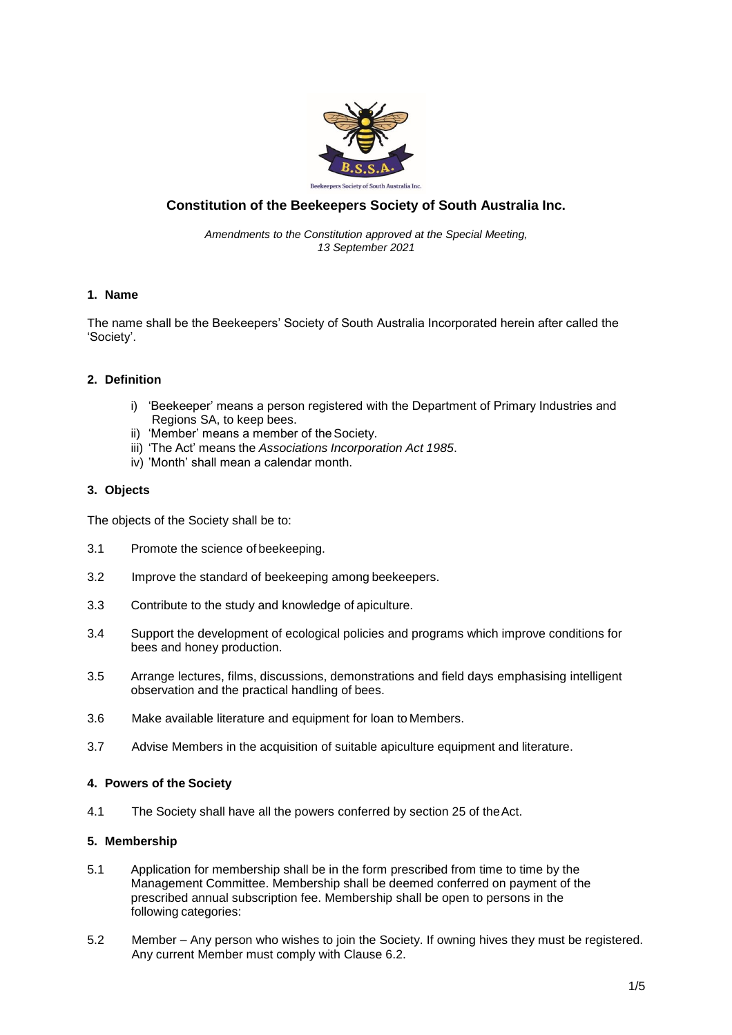# Constitution of the Beekeepers Society of South Australia Inc.

*Amendments to the Constitution approved at the Special Meeting, 13 September 2021*

## 1. Name

The name shall be the Beekeepers' Society of South Australia Incorporated herein after called the 'Society'.

## 2. Definition

i) 'Beekeeper' means a person registered with the Department of Primary Industries and Regions SA, to keep bees.
ii) 'Member' means a member of the Society.
iii) 'The Act' means the *Associations Incorporation Act 1985*.
iv) 'Month' shall mean a calendar month.

## 3. Objects

The objects of the Society shall be to:

3.1 Promote the science of beekeeping.

3.2 Improve the standard of beekeeping among beekeepers.

3.3 Contribute to the study and knowledge of apiculture.

3.4 Support the development of ecological policies and programs which improve conditions for bees and honey production.

3.5 Arrange lectures, films, discussions, demonstrations and field days emphasising intelligent observation and the practical handling of bees.

3.6 Make available literature and equipment for loan to Members.

3.7 Advise Members in the acquisition of suitable apiculture equipment and literature.

## 4. Powers of the Society

4.1 The Society shall have all the powers conferred by section 25 of the Act.

## 5. Membership

5.1 Application for membership shall be in the form prescribed from time to time by the Management Committee. Membership shall be deemed conferred on payment of the prescribed annual subscription fee. Membership shall be open to persons in the following categories:

5.2 Member – Any person who wishes to join the Society. If owning hives they must be registered. Any current Member must comply with Clause 6.2.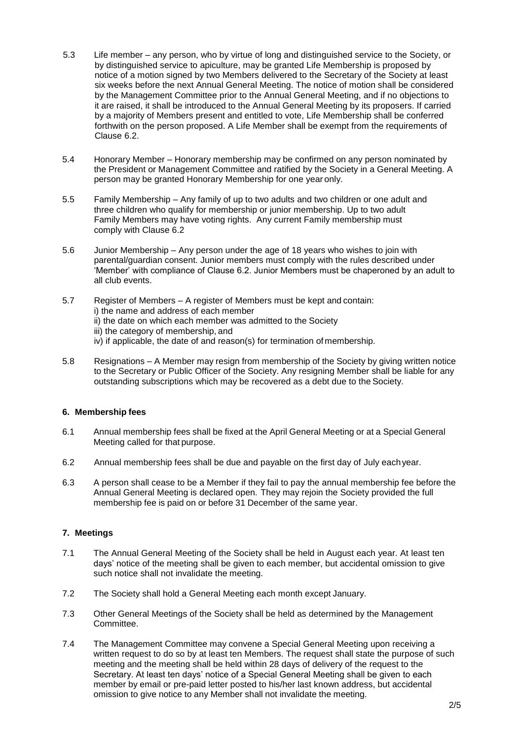5.3 Life member – any person, who by virtue of long and distinguished service to the Society, or by distinguished service to apiculture, may be granted Life Membership is proposed by notice of a motion signed by two Members delivered to the Secretary of the Society at least six weeks before the next Annual General Meeting. The notice of motion shall be considered by the Management Committee prior to the Annual General Meeting, and if no objections to it are raised, it shall be introduced to the Annual General Meeting by its proposers. If carried by a majority of Members present and entitled to vote, Life Membership shall be conferred forthwith on the person proposed. A Life Member shall be exempt from the requirements of Clause 6.2.

5.4 Honorary Member – Honorary membership may be confirmed on any person nominated by the President or Management Committee and ratified by the Society in a General Meeting. A person may be granted Honorary Membership for one year only.

5.5 Family Membership – Any family of up to two adults and two children or one adult and three children who qualify for membership or junior membership. Up to two adult Family Members may have voting rights. Any current Family membership must comply with Clause 6.2

5.6 Junior Membership – Any person under the age of 18 years who wishes to join with parental/guardian consent. Junior members must comply with the rules described under 'Member' with compliance of Clause 6.2. Junior Members must be chaperoned by an adult to all club events.

5.7 Register of Members – A register of Members must be kept and contain:
i) the name and address of each member
ii) the date on which each member was admitted to the Society
iii) the category of membership, and
iv) if applicable, the date of and reason(s) for termination of membership.

5.8 Resignations – A Member may resign from membership of the Society by giving written notice to the Secretary or Public Officer of the Society. Any resigning Member shall be liable for any outstanding subscriptions which may be recovered as a debt due to the Society.

### 6. Membership fees

6.1 Annual membership fees shall be fixed at the April General Meeting or at a Special General Meeting called for that purpose.

6.2 Annual membership fees shall be due and payable on the first day of July each year.

6.3 A person shall cease to be a Member if they fail to pay the annual membership fee before the Annual General Meeting is declared open. They may rejoin the Society provided the full membership fee is paid on or before 31 December of the same year.

### 7. Meetings

7.1 The Annual General Meeting of the Society shall be held in August each year. At least ten days' notice of the meeting shall be given to each member, but accidental omission to give such notice shall not invalidate the meeting.

7.2 The Society shall hold a General Meeting each month except January.

7.3 Other General Meetings of the Society shall be held as determined by the Management Committee.

7.4 The Management Committee may convene a Special General Meeting upon receiving a written request to do so by at least ten Members. The request shall state the purpose of such meeting and the meeting shall be held within 28 days of delivery of the request to the Secretary. At least ten days' notice of a Special General Meeting shall be given to each member by email or pre-paid letter posted to his/her last known address, but accidental omission to give notice to any Member shall not invalidate the meeting.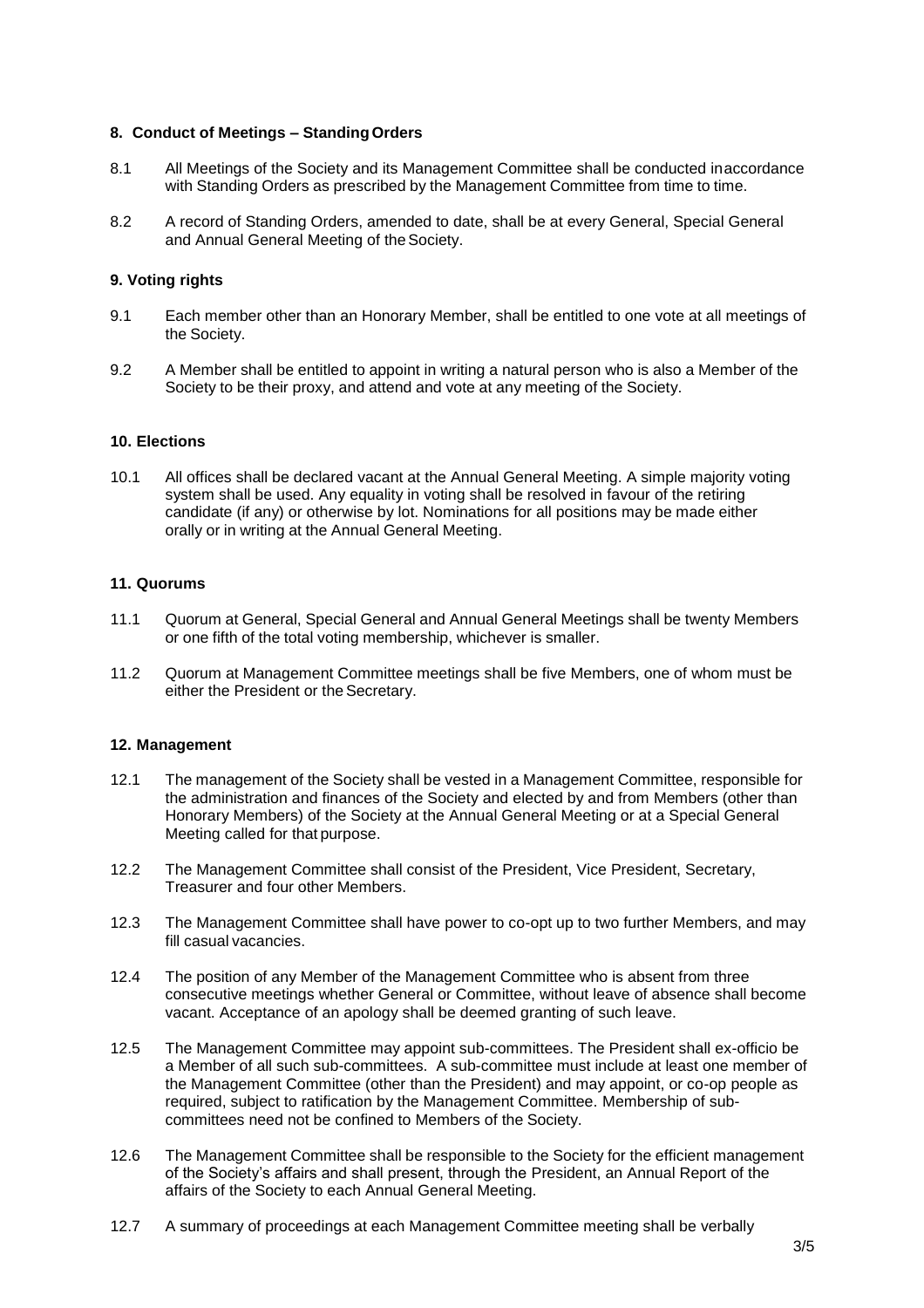### 8. Conduct of Meetings – Standing Orders

8.1 All Meetings of the Society and its Management Committee shall be conducted inaccordance with Standing Orders as prescribed by the Management Committee from time to time.

8.2 A record of Standing Orders, amended to date, shall be at every General, Special General and Annual General Meeting of the Society.

### 9. Voting rights

9.1 Each member other than an Honorary Member, shall be entitled to one vote at all meetings of the Society.

9.2 A Member shall be entitled to appoint in writing a natural person who is also a Member of the Society to be their proxy, and attend and vote at any meeting of the Society.

### 10. Elections

10.1 All offices shall be declared vacant at the Annual General Meeting. A simple majority voting system shall be used. Any equality in voting shall be resolved in favour of the retiring candidate (if any) or otherwise by lot. Nominations for all positions may be made either orally or in writing at the Annual General Meeting.

### 11. Quorums

11.1 Quorum at General, Special General and Annual General Meetings shall be twenty Members or one fifth of the total voting membership, whichever is smaller.

11.2 Quorum at Management Committee meetings shall be five Members, one of whom must be either the President or the Secretary.

### 12. Management

12.1 The management of the Society shall be vested in a Management Committee, responsible for the administration and finances of the Society and elected by and from Members (other than Honorary Members) of the Society at the Annual General Meeting or at a Special General Meeting called for that purpose.

12.2 The Management Committee shall consist of the President, Vice President, Secretary, Treasurer and four other Members.

12.3 The Management Committee shall have power to co-opt up to two further Members, and may fill casual vacancies.

12.4 The position of any Member of the Management Committee who is absent from three consecutive meetings whether General or Committee, without leave of absence shall become vacant. Acceptance of an apology shall be deemed granting of such leave.

12.5 The Management Committee may appoint sub-committees. The President shall ex-officio be a Member of all such sub-committees. A sub-committee must include at least one member of the Management Committee (other than the President) and may appoint, or co-op people as required, subject to ratification by the Management Committee. Membership of sub-committees need not be confined to Members of the Society.

12.6 The Management Committee shall be responsible to the Society for the efficient management of the Society's affairs and shall present, through the President, an Annual Report of the affairs of the Society to each Annual General Meeting.

12.7 A summary of proceedings at each Management Committee meeting shall be verbally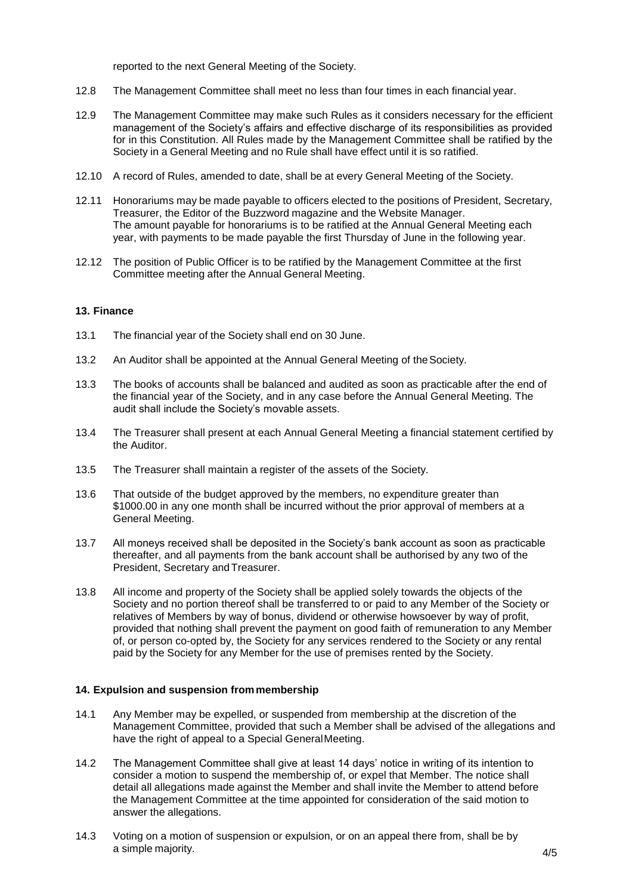reported to the next General Meeting of the Society.

12.8 The Management Committee shall meet no less than four times in each financial year.

12.9 The Management Committee may make such Rules as it considers necessary for the efficient management of the Society's affairs and effective discharge of its responsibilities as provided for in this Constitution. All Rules made by the Management Committee shall be ratified by the Society in a General Meeting and no Rule shall have effect until it is so ratified.

12.10 A record of Rules, amended to date, shall be at every General Meeting of the Society.

12.11 Honorariums may be made payable to officers elected to the positions of President, Secretary, Treasurer, the Editor of the Buzzword magazine and the Website Manager. The amount payable for honorariums is to be ratified at the Annual General Meeting each year, with payments to be made payable the first Thursday of June in the following year.

12.12 The position of Public Officer is to be ratified by the Management Committee at the first Committee meeting after the Annual General Meeting.

### 13. Finance

13.1 The financial year of the Society shall end on 30 June.

13.2 An Auditor shall be appointed at the Annual General Meeting of the Society.

13.3 The books of accounts shall be balanced and audited as soon as practicable after the end of the financial year of the Society, and in any case before the Annual General Meeting. The audit shall include the Society's movable assets.

13.4 The Treasurer shall present at each Annual General Meeting a financial statement certified by the Auditor.

13.5 The Treasurer shall maintain a register of the assets of the Society.

13.6 That outside of the budget approved by the members, no expenditure greater than $1000.00 in any one month shall be incurred without the prior approval of members at a General Meeting.

13.7 All moneys received shall be deposited in the Society's bank account as soon as practicable thereafter, and all payments from the bank account shall be authorised by any two of the President, Secretary and Treasurer.

13.8 All income and property of the Society shall be applied solely towards the objects of the Society and no portion thereof shall be transferred to or paid to any Member of the Society or relatives of Members by way of bonus, dividend or otherwise howsoever by way of profit, provided that nothing shall prevent the payment on good faith of remuneration to any Member of, or person co-opted by, the Society for any services rendered to the Society or any rental paid by the Society for any Member for the use of premises rented by the Society.

### 14. Expulsion and suspension from membership

14.1 Any Member may be expelled, or suspended from membership at the discretion of the Management Committee, provided that such a Member shall be advised of the allegations and have the right of appeal to a Special General Meeting.

14.2 The Management Committee shall give at least 14 days' notice in writing of its intention to consider a motion to suspend the membership of, or expel that Member. The notice shall detail all allegations made against the Member and shall invite the Member to attend before the Management Committee at the time appointed for consideration of the said motion to answer the allegations.

14.3 Voting on a motion of suspension or expulsion, or on an appeal there from, shall be by a simple majority.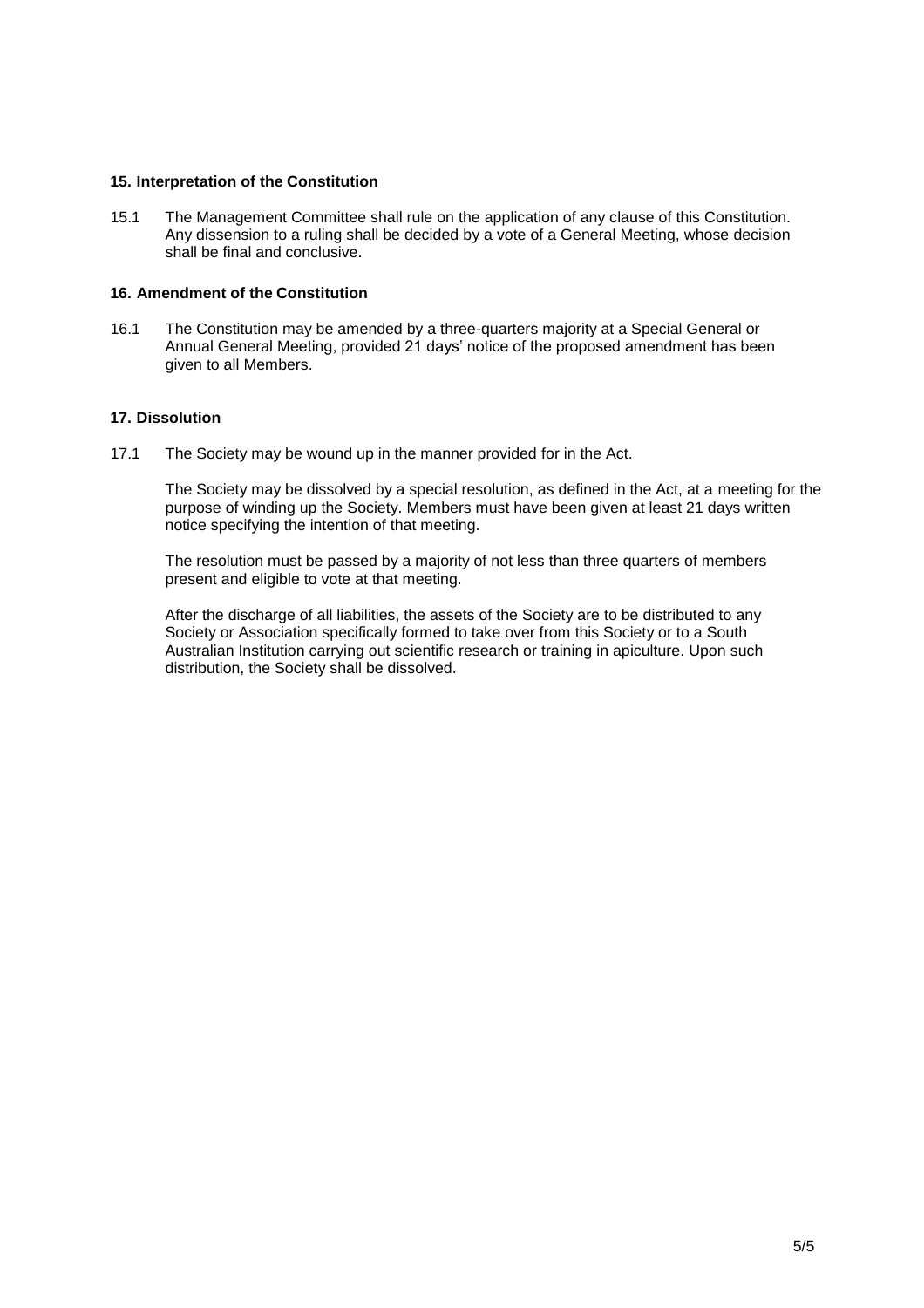**15. Interpretation of the Constitution**

15.1 The Management Committee shall rule on the application of any clause of this Constitution. Any dissension to a ruling shall be decided by a vote of a General Meeting, whose decision shall be final and conclusive.

**16. Amendment of the Constitution**

16.1 The Constitution may be amended by a three-quarters majority at a Special General or Annual General Meeting, provided 21 days' notice of the proposed amendment has been given to all Members.

**17. Dissolution**

17.1 The Society may be wound up in the manner provided for in the Act.

The Society may be dissolved by a special resolution, as defined in the Act, at a meeting for the purpose of winding up the Society. Members must have been given at least 21 days written notice specifying the intention of that meeting.

The resolution must be passed by a majority of not less than three quarters of members present and eligible to vote at that meeting.

After the discharge of all liabilities, the assets of the Society are to be distributed to any Society or Association specifically formed to take over from this Society or to a South Australian Institution carrying out scientific research or training in apiculture. Upon such distribution, the Society shall be dissolved.